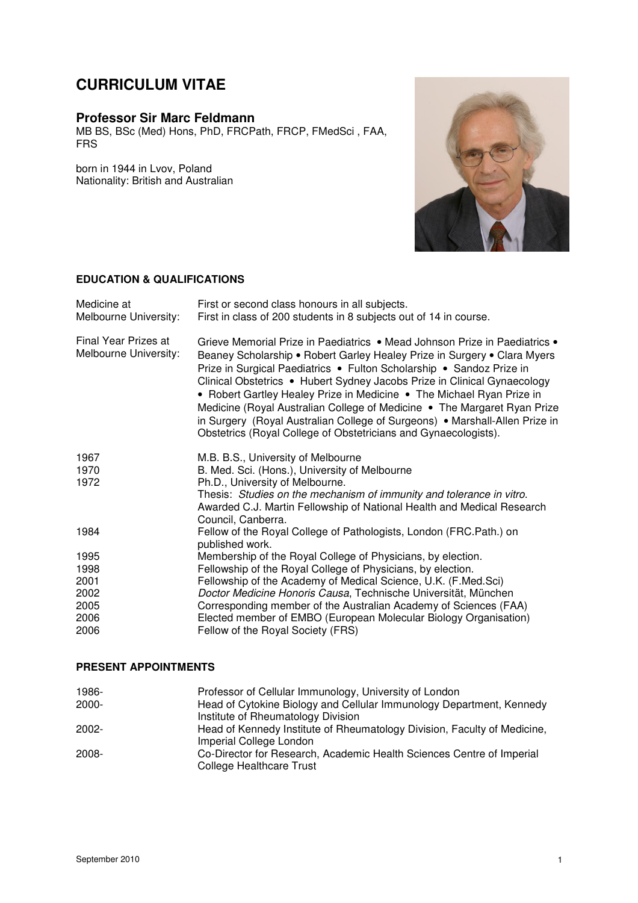# CURRICULUM VITAE

## Professor Sir Marc Feldmann

MB BS, BSc (Med) Hons, PhD, FRCPath, FRCP, FMedSci , FAA, FRS

born in 1944 in Lvov, Poland
Nationality: British and Australian

### EDUCATION & QUALIFICATIONS

| | |
|---|---|
| Medicine at Melbourne University: | First or second class honours in all subjects. First in class of 200 students in 8 subjects out of 14 in course. |
| Final Year Prizes at Melbourne University: | Grieve Memorial Prize in Paediatrics • Mead Johnson Prize in Paediatrics • Beaney Scholarship • Robert Garley Healey Prize in Surgery • Clara Myers Prize in Surgical Paediatrics • Fulton Scholarship • Sandoz Prize in Clinical Obstetrics • Hubert Sydney Jacobs Prize in Clinical Gynaecology • Robert Gartley Healey Prize in Medicine • The Michael Ryan Prize in Medicine (Royal Australian College of Medicine • The Margaret Ryan Prize in Surgery (Royal Australian College of Surgeons) • Marshall-Allen Prize in Obstetrics (Royal College of Obstetricians and Gynaecologists). |

| | |
|---|---|
| 1967 | M.B. B.S., University of Melbourne |
| 1970 | B. Med. Sci. (Hons.), University of Melbourne |
| 1972 | Ph.D., University of Melbourne. Thesis: *Studies on the mechanism of immunity and tolerance in vitro*. Awarded C.J. Martin Fellowship of National Health and Medical Research Council, Canberra. |
| 1984 | Fellow of the Royal College of Pathologists, London (FRC.Path.) on published work. |
| 1995 | Membership of the Royal College of Physicians, by election. |
| 1998 | Fellowship of the Royal College of Physicians, by election. |
| 2001 | Fellowship of the Academy of Medical Science, U.K. (F.Med.Sci) |
| 2002 | *Doctor Medicine Honoris Causa*, Technische Universität, München |
| 2005 | Corresponding member of the Australian Academy of Sciences (FAA) |
| 2006 | Elected member of EMBO (European Molecular Biology Organisation) |
| 2006 | Fellow of the Royal Society (FRS) |

### PRESENT APPOINTMENTS

| | |
|---|---|
| 1986- | Professor of Cellular Immunology, University of London |
| 2000- | Head of Cytokine Biology and Cellular Immunology Department, Kennedy Institute of Rheumatology Division |
| 2002- | Head of Kennedy Institute of Rheumatology Division, Faculty of Medicine, Imperial College London |
| 2008- | Co-Director for Research, Academic Health Sciences Centre of Imperial College Healthcare Trust |

September 2010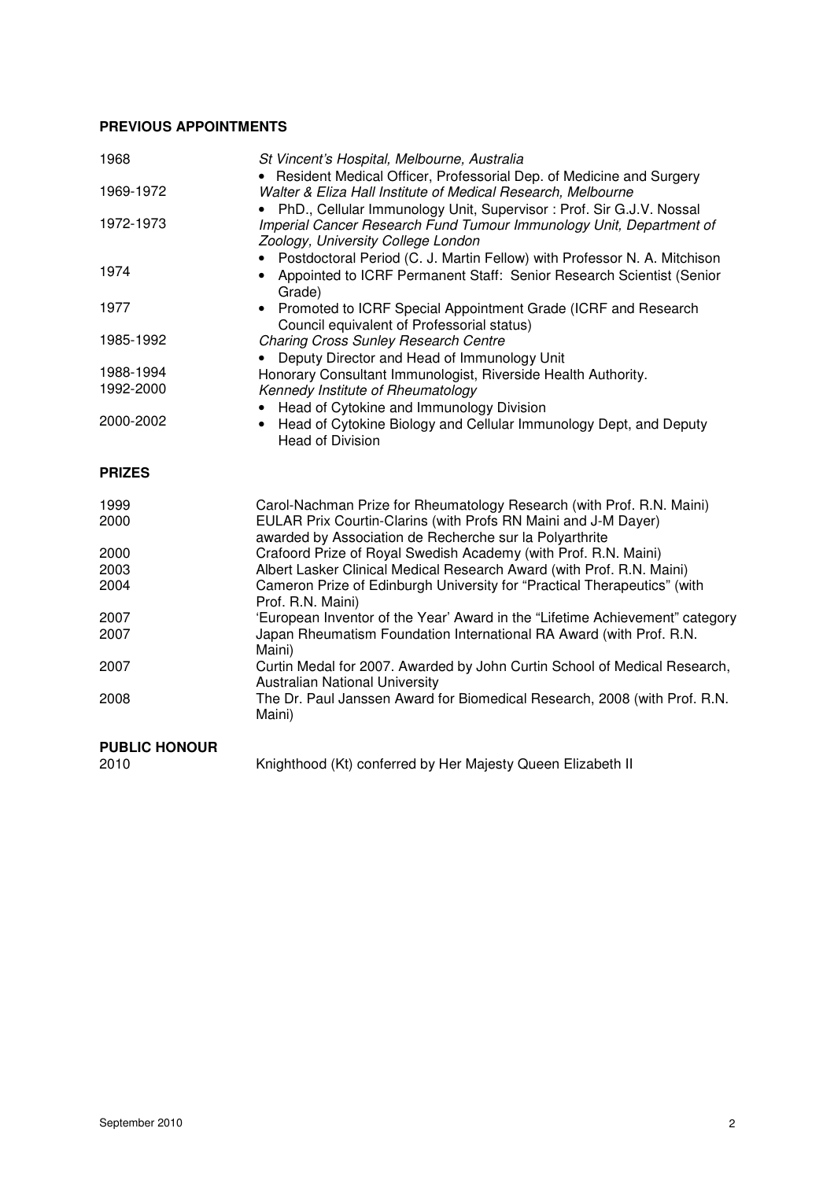**PREVIOUS APPOINTMENTS**

| | |
|---|---|
| 1968 | *St Vincent's Hospital, Melbourne, Australia* |
| | • Resident Medical Officer, Professorial Dep. of Medicine and Surgery |
| 1969-1972 | *Walter & Eliza Hall Institute of Medical Research, Melbourne* |
| | • PhD., Cellular Immunology Unit, Supervisor : Prof. Sir G.J.V. Nossal |
| 1972-1973 | *Imperial Cancer Research Fund Tumour Immunology Unit, Department of Zoology, University College London* |
| | • Postdoctoral Period (C. J. Martin Fellow) with Professor N. A. Mitchison |
| 1974 | • Appointed to ICRF Permanent Staff: Senior Research Scientist (Senior Grade) |
| 1977 | • Promoted to ICRF Special Appointment Grade (ICRF and Research Council equivalent of Professorial status) |
| 1985-1992 | *Charing Cross Sunley Research Centre* |
| | • Deputy Director and Head of Immunology Unit |
| 1988-1994 | Honorary Consultant Immunologist, Riverside Health Authority. |
| 1992-2000 | *Kennedy Institute of Rheumatology* |
| | • Head of Cytokine and Immunology Division |
| 2000-2002 | • Head of Cytokine Biology and Cellular Immunology Dept, and Deputy Head of Division |

**PRIZES**

| | |
|---|---|
| 1999 | Carol-Nachman Prize for Rheumatology Research (with Prof. R.N. Maini) |
| 2000 | EULAR Prix Courtin-Clarins (with Profs RN Maini and J-M Dayer) awarded by Association de Recherche sur la Polyarthrite |
| 2000 | Crafoord Prize of Royal Swedish Academy (with Prof. R.N. Maini) |
| 2003 | Albert Lasker Clinical Medical Research Award (with Prof. R.N. Maini) |
| 2004 | Cameron Prize of Edinburgh University for "Practical Therapeutics" (with Prof. R.N. Maini) |
| 2007 | 'European Inventor of the Year' Award in the "Lifetime Achievement" category |
| 2007 | Japan Rheumatism Foundation International RA Award (with Prof. R.N. Maini) |
| 2007 | Curtin Medal for 2007. Awarded by John Curtin School of Medical Research, Australian National University |
| 2008 | The Dr. Paul Janssen Award for Biomedical Research, 2008 (with Prof. R.N. Maini) |

**PUBLIC HONOUR**

| | |
|---|---|
| 2010 | Knighthood (Kt) conferred by Her Majesty Queen Elizabeth II |